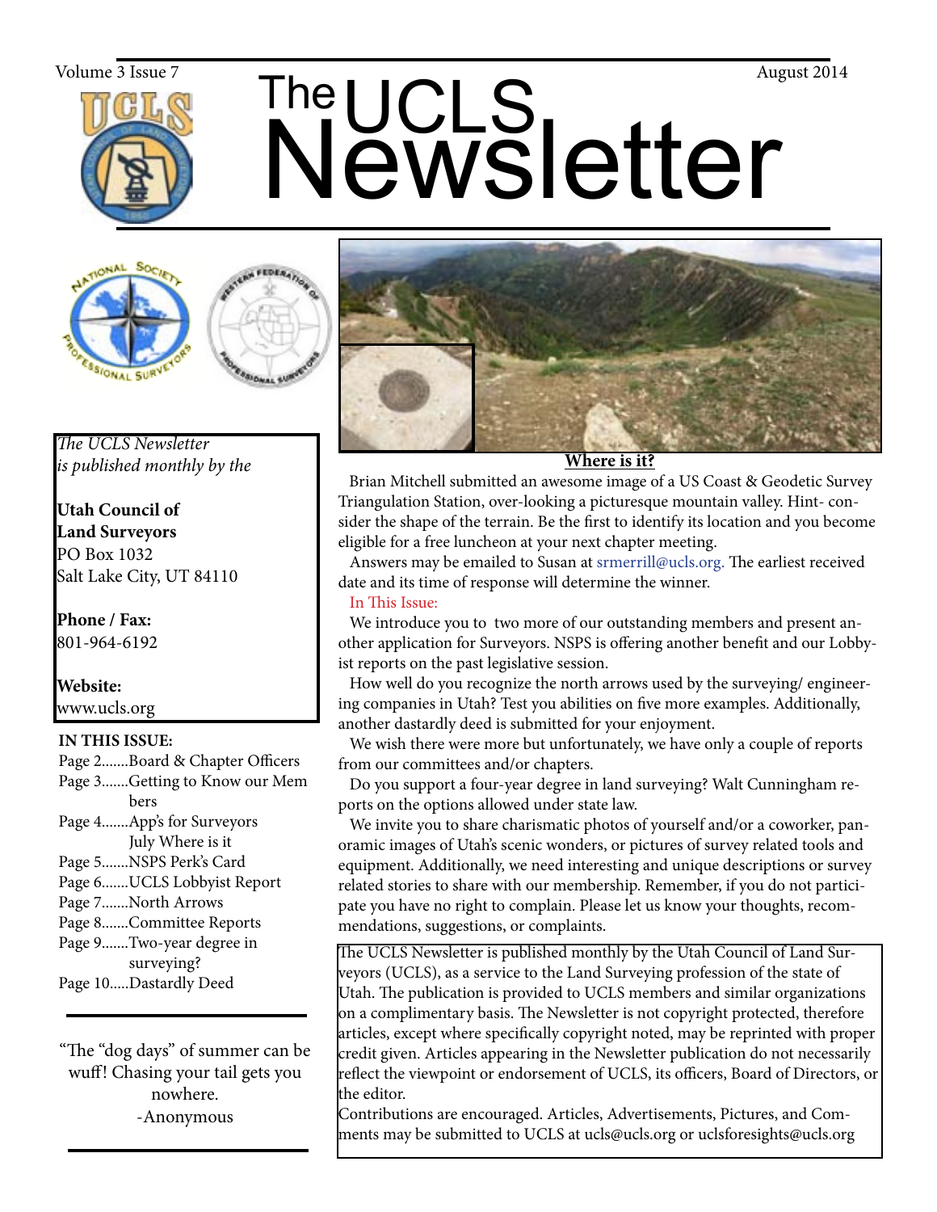Volume 3 Issue 7 August 2014

# The UCLS Newsletter

*The UCLS Newsletter is published monthly by the*

**Utah Council of Land Surveyors**
PO Box 1032
Salt Lake City, UT 84110

**Phone / Fax:**
801-964-6192

**Website:**
www.ucls.org

**IN THIS ISSUE:**

- Page 2.......Board & Chapter Officers
- Page 3.......Getting to Know our Members
- Page 4.......App's for Surveyors
  July Where is it
- Page 5.......NSPS Perk's Card
- Page 6.......UCLS Lobbyist Report
- Page 7.......North Arrows
- Page 8.......Committee Reports
- Page 9.......Two-year degree in surveying?
- Page 10.....Dastardly Deed

"The "dog days" of summer can be wuff! Chasing your tail gets you nowhere.
-Anonymous

**Where is it?**

Brian Mitchell submitted an awesome image of a US Coast & Geodetic Survey Triangulation Station, over-looking a picturesque mountain valley. Hint- consider the shape of the terrain. Be the first to identify its location and you become eligible for a free luncheon at your next chapter meeting.

Answers may be emailed to Susan at srmerrill@ucls.org. The earliest received date and its time of response will determine the winner.

In This Issue:

We introduce you to two more of our outstanding members and present another application for Surveyors. NSPS is offering another benefit and our Lobbyist reports on the past legislative session.

How well do you recognize the north arrows used by the surveying/ engineering companies in Utah? Test you abilities on five more examples. Additionally, another dastardly deed is submitted for your enjoyment.

We wish there were more but unfortunately, we have only a couple of reports from our committees and/or chapters.

Do you support a four-year degree in land surveying? Walt Cunningham reports on the options allowed under state law.

We invite you to share charismatic photos of yourself and/or a coworker, panoramic images of Utah's scenic wonders, or pictures of survey related tools and equipment. Additionally, we need interesting and unique descriptions or survey related stories to share with our membership. Remember, if you do not participate you have no right to complain. Please let us know your thoughts, recommendations, suggestions, or complaints.

The UCLS Newsletter is published monthly by the Utah Council of Land Surveyors (UCLS), as a service to the Land Surveying profession of the state of Utah. The publication is provided to UCLS members and similar organizations on a complimentary basis. The Newsletter is not copyright protected, therefore articles, except where specifically copyright noted, may be reprinted with proper credit given. Articles appearing in the Newsletter publication do not necessarily reflect the viewpoint or endorsement of UCLS, its officers, Board of Directors, or the editor.

Contributions are encouraged. Articles, Advertisements, Pictures, and Comments may be submitted to UCLS at ucls@ucls.org or uclsforesights@ucls.org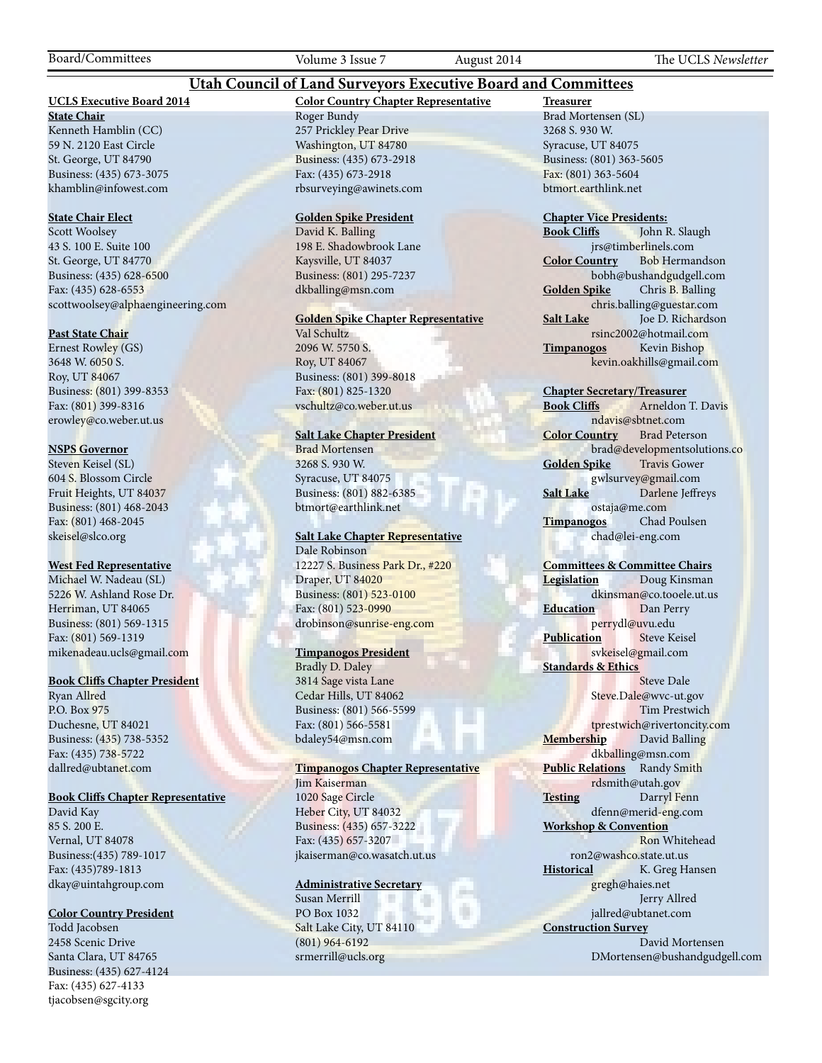# Utah Council of Land Surveyors Executive Board and Committees

**UCLS Executive Board 2014**

**State Chair**
Kenneth Hamblin (CC)
59 N. 2120 East Circle
St. George, UT 84790
Business: (435) 673-3075
khamblin@infowest.com

**State Chair Elect**
Scott Woolsey
43 S. 100 E. Suite 100
St. George, UT 84770
Business: (435) 628-6500
Fax: (435) 628-6553
scottwoolsey@alphaengineering.com

**Past State Chair**
Ernest Rowley (GS)
3648 W. 6050 S.
Roy, UT 84067
Business: (801) 399-8353
Fax: (801) 399-8316
erowley@co.weber.ut.us

**NSPS Governor**
Steven Keisel (SL)
604 S. Blossom Circle
Fruit Heights, UT 84037
Business: (801) 468-2043
Fax: (801) 468-2045
skeisel@slco.org

**West Fed Representative**
Michael W. Nadeau (SL)
5226 W. Ashland Rose Dr.
Herriman, UT 84065
Business: (801) 569-1315
Fax: (801) 569-1319
mikenadeau.ucls@gmail.com

**Book Cliffs Chapter President**
Ryan Allred
P.O. Box 975
Duchesne, UT 84021
Business: (435) 738-5352
Fax: (435) 738-5722
dallred@ubtanet.com

**Book Cliffs Chapter Representative**
David Kay
85 S. 200 E.
Vernal, UT 84078
Business:(435) 789-1017
Fax: (435)789-1813
dkay@uintahgroup.com

**Color Country President**
Todd Jacobsen
2458 Scenic Drive
Santa Clara, UT 84765
Business: (435) 627-4124
Fax: (435) 627-4133
tjacobsen@sgcity.org

**Color Country Chapter Representative**
Roger Bundy
257 Prickley Pear Drive
Washington, UT 84780
Business: (435) 673-2918
Fax: (435) 673-2918
rbsurveying@awinets.com

**Golden Spike President**
David K. Balling
198 E. Shadowbrook Lane
Kaysville, UT 84037
Business: (801) 295-7237
dkballing@msn.com

**Golden Spike Chapter Representative**
Val Schultz
2096 W. 5750 S.
Roy, UT 84067
Business: (801) 399-8018
Fax: (801) 825-1320
vschultz@co.weber.ut.us

**Salt Lake Chapter President**
Brad Mortensen
3268 S. 930 W.
Syracuse, UT 84075
Business: (801) 882-6385
btmort@earthlink.net

**Salt Lake Chapter Representative**
Dale Robinson
12227 S. Business Park Dr., #220
Draper, UT 84020
Business: (801) 523-0100
Fax: (801) 523-0990
drobinson@sunrise-eng.com

**Timpanogos President**
Bradly D. Daley
3814 Sage vista Lane
Cedar Hills, UT 84062
Business: (801) 566-5599
Fax: (801) 566-5581
bdaley54@msn.com

**Timpanogos Chapter Representative**
Jim Kaiserman
1020 Sage Circle
Heber City, UT 84032
Business: (435) 657-3222
Fax: (435) 657-3207
jkaiserman@co.wasatch.ut.us

**Administrative Secretary**
Susan Merrill
PO Box 1032
Salt Lake City, UT 84110
(801) 964-6192
srmerrill@ucls.org

**Treasurer**
Brad Mortensen (SL)
3268 S. 930 W.
Syracuse, UT 84075
Business: (801) 363-5605
Fax: (801) 363-5604
btmort.earthlink.net

**Chapter Vice Presidents:**
**Book Cliffs** John R. Slaugh
jrs@timberlinels.com
**Color Country** Bob Hermandson
bobh@bushandgudgell.com
**Golden Spike** Chris B. Balling
chris.balling@guestar.com
**Salt Lake** Joe D. Richardson
rsinc2002@hotmail.com
**Timpanogos** Kevin Bishop
kevin.oakhills@gmail.com

**Chapter Secretary/Treasurer**
**Book Cliffs** Arneldon T. Davis
ndavis@sbtnet.com
**Color Country** Brad Peterson
brad@developmentsolutions.co
**Golden Spike** Travis Gower
gwlsurvey@gmail.com
**Salt Lake** Darlene Jeffreys
ostaja@me.com
**Timpanogos** Chad Poulsen
chad@lei-eng.com

**Committees & Committee Chairs**
**Legislation** Doug Kinsman
dkinsman@co.tooele.ut.us
**Education** Dan Perry
perrydl@uvu.edu
**Publication** Steve Keisel
svkeisel@gmail.com
**Standards & Ethics**
Steve Dale
Steve.Dale@wvc-ut.gov
Tim Prestwich
tprestwich@rivertoncity.com
**Membership** David Balling
dkballing@msn.com
**Public Relations** Randy Smith
rdsmith@utah.gov
**Testing** Darryl Fenn
dfenn@merid-eng.com
**Workshop & Convention**
Ron Whitehead
ron2@washco.state.ut.us
**Historical** K. Greg Hansen
gregh@haies.net
Jerry Allred
jallred@ubtanet.com
**Construction Survey**
David Mortensen
DMortensen@bushandgudgell.com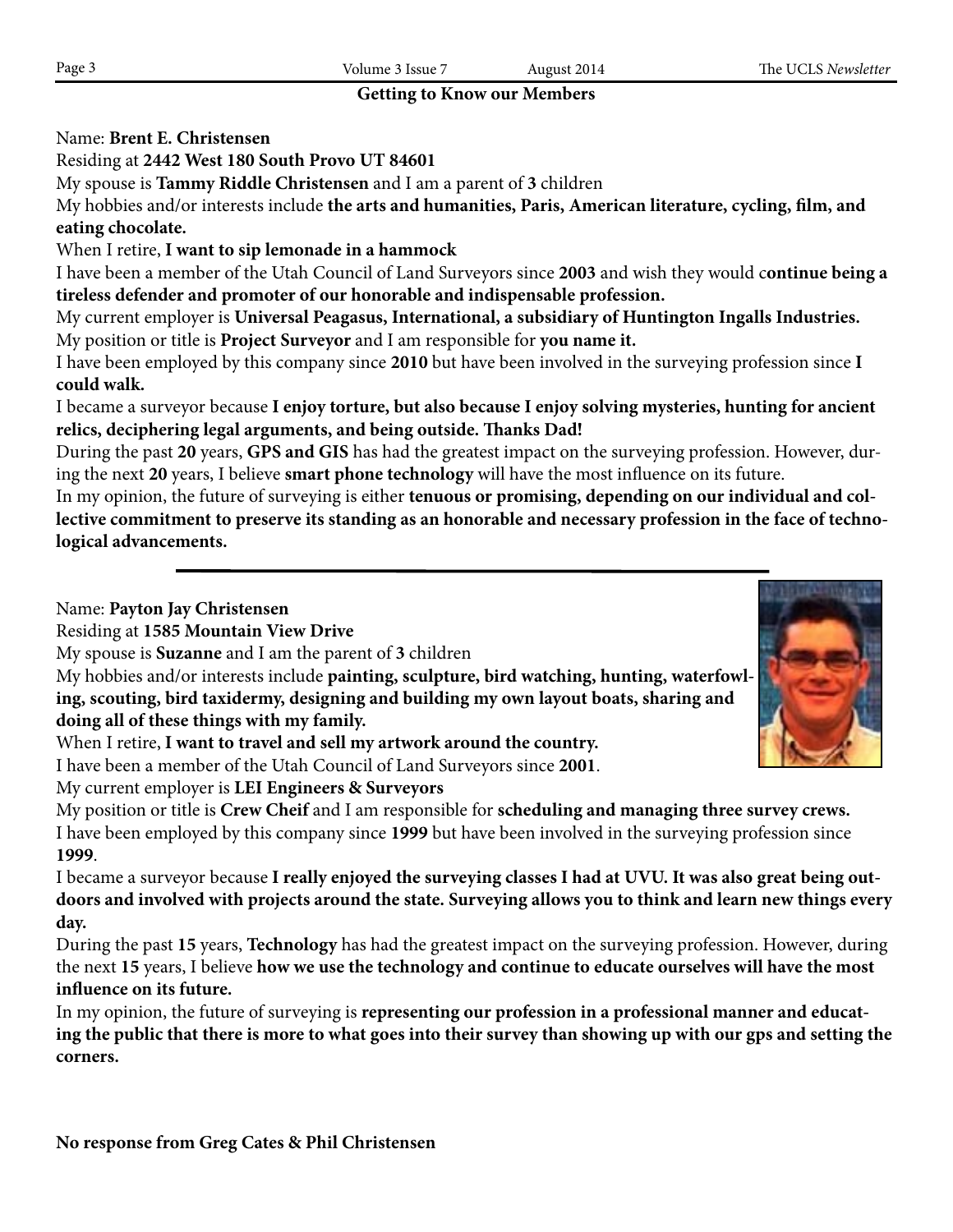## Getting to Know our Members

Name: **Brent E. Christensen**

Residing at **2442 West 180 South Provo UT 84601**

My spouse is **Tammy Riddle Christensen** and I am a parent of **3** children

My hobbies and/or interests include **the arts and humanities, Paris, American literature, cycling, film, and eating chocolate.**

When I retire, **I want to sip lemonade in a hammock**

I have been a member of the Utah Council of Land Surveyors since **2003** and wish they would c**ontinue being a tireless defender and promoter of our honorable and indispensable profession.**

My current employer is **Universal Peagasus, International, a subsidiary of Huntington Ingalls Industries.**

My position or title is **Project Surveyor** and I am responsible for **you name it.**

I have been employed by this company since **2010** but have been involved in the surveying profession since **I could walk.**

I became a surveyor because **I enjoy torture, but also because I enjoy solving mysteries, hunting for ancient relics, deciphering legal arguments, and being outside. Thanks Dad!**

During the past **20** years, **GPS and GIS** has had the greatest impact on the surveying profession. However, during the next **20** years, I believe **smart phone technology** will have the most influence on its future.

In my opinion, the future of surveying is either **tenuous or promising, depending on our individual and collective commitment to preserve its standing as an honorable and necessary profession in the face of technological advancements.**

---

Name: **Payton Jay Christensen**

Residing at **1585 Mountain View Drive**

My spouse is **Suzanne** and I am the parent of **3** children

My hobbies and/or interests include **painting, sculpture, bird watching, hunting, waterfowling, scouting, bird taxidermy, designing and building my own layout boats, sharing and doing all of these things with my family.**

When I retire, **I want to travel and sell my artwork around the country.**

I have been a member of the Utah Council of Land Surveyors since **2001**.

My current employer is **LEI Engineers & Surveyors**

My position or title is **Crew Cheif** and I am responsible for **scheduling and managing three survey crews.**

I have been employed by this company since **1999** but have been involved in the surveying profession since **1999**.

I became a surveyor because **I really enjoyed the surveying classes I had at UVU. It was also great being outdoors and involved with projects around the state. Surveying allows you to think and learn new things every day.**

During the past **15** years, **Technology** has had the greatest impact on the surveying profession. However, during the next **15** years, I believe **how we use the technology and continue to educate ourselves will have the most influence on its future.**

In my opinion, the future of surveying is **representing our profession in a professional manner and educating the public that there is more to what goes into their survey than showing up with our gps and setting the corners.**

**No response from Greg Cates & Phil Christensen**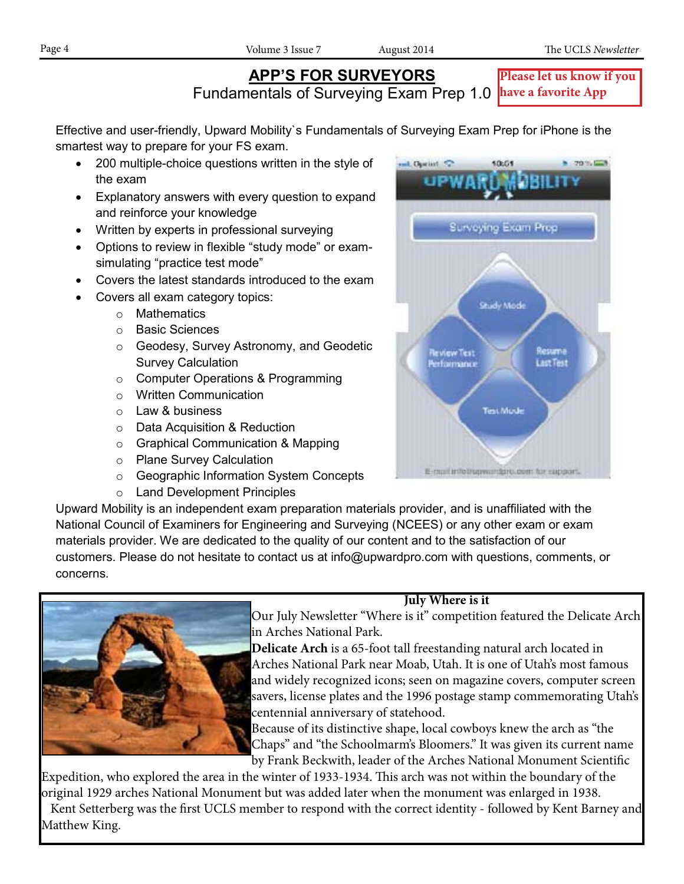## APP'S FOR SURVEYORS

Fundamentals of Surveying Exam Prep 1.0

**Please let us know if you have a favorite App**

Effective and user-friendly, Upward Mobility`s Fundamentals of Surveying Exam Prep for iPhone is the smartest way to prepare for your FS exam.

- 200 multiple-choice questions written in the style of the exam
- Explanatory answers with every question to expand and reinforce your knowledge
- Written by experts in professional surveying
- Options to review in flexible "study mode" or exam-simulating "practice test mode"
- Covers the latest standards introduced to the exam
- Covers all exam category topics:
  - Mathematics
  - Basic Sciences
  - Geodesy, Survey Astronomy, and Geodetic Survey Calculation
  - Computer Operations & Programming
  - Written Communication
  - Law & business
  - Data Acquisition & Reduction
  - Graphical Communication & Mapping
  - Plane Survey Calculation
  - Geographic Information System Concepts
  - Land Development Principles

Upward Mobility is an independent exam preparation materials provider, and is unaffiliated with the National Council of Examiners for Engineering and Surveying (NCEES) or any other exam or exam materials provider. We are dedicated to the quality of our content and to the satisfaction of our customers. Please do not hesitate to contact us at info@upwardpro.com with questions, comments, or concerns.

### July Where is it

Our July Newsletter "Where is it" competition featured the Delicate Arch in Arches National Park.

**Delicate Arch** is a 65-foot tall freestanding natural arch located in Arches National Park near Moab, Utah. It is one of Utah's most famous and widely recognized icons; seen on magazine covers, computer screen savers, license plates and the 1996 postage stamp commemorating Utah's centennial anniversary of statehood.

Because of its distinctive shape, local cowboys knew the arch as "the Chaps" and "the Schoolmarm's Bloomers." It was given its current name by Frank Beckwith, leader of the Arches National Monument Scientific Expedition, who explored the area in the winter of 1933-1934. This arch was not within the boundary of the original 1929 arches National Monument but was added later when the monument was enlarged in 1938.

Kent Setterberg was the first UCLS member to respond with the correct identity - followed by Kent Barney and Matthew King.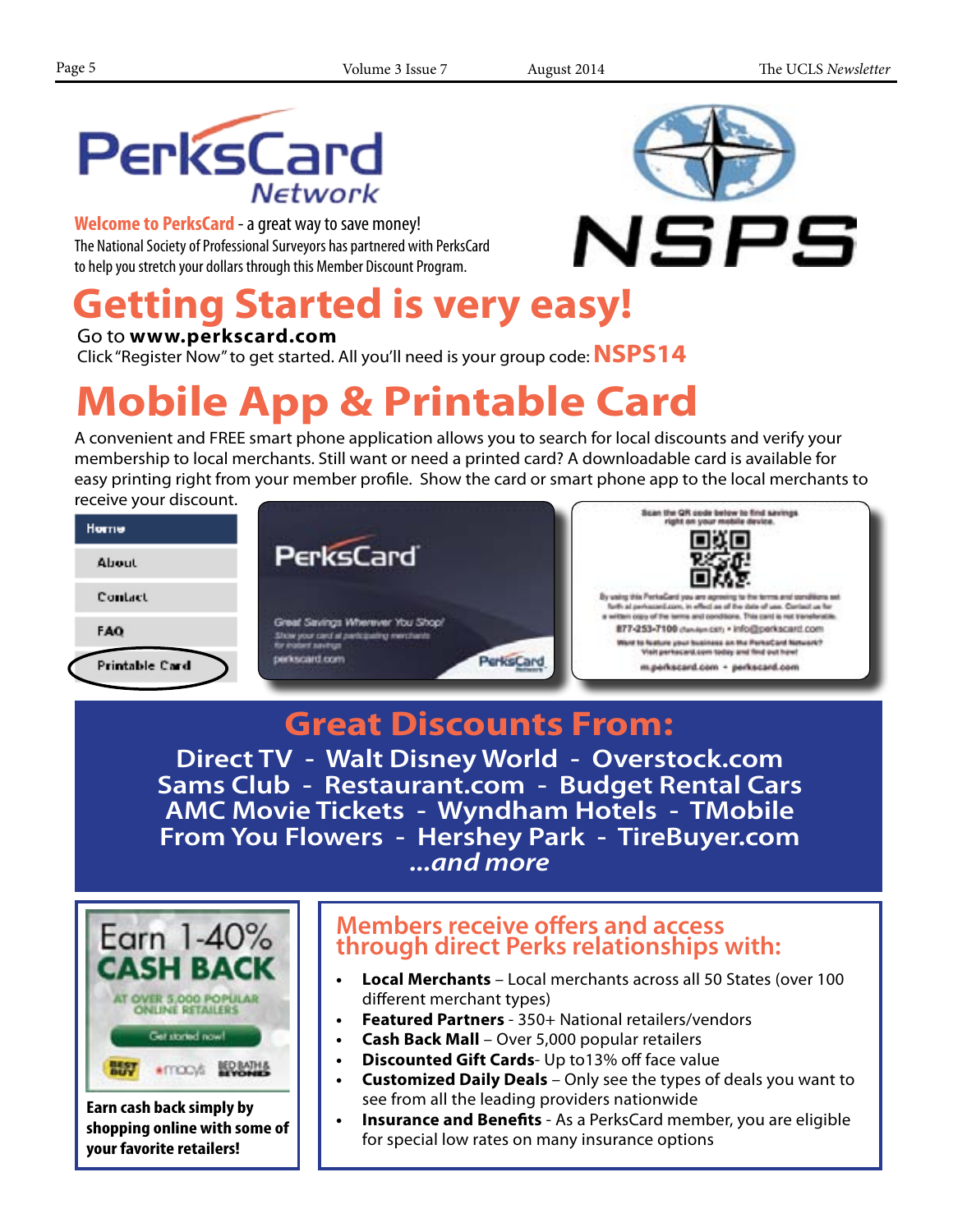# PerksCard Network

**Welcome to PerksCard** - a great way to save money!
The National Society of Professional Surveyors has partnered with PerksCard to help you stretch your dollars through this Member Discount Program.

NSPS

# Getting Started is very easy!

Go to **www.perkscard.com**
Click "Register Now" to get started. All you'll need is your group code: **NSPS14**

# Mobile App & Printable Card

A convenient and FREE smart phone application allows you to search for local discounts and verify your membership to local merchants. Still want or need a printed card? A downloadable card is available for easy printing right from your member profile. Show the card or smart phone app to the local merchants to receive your discount.

## Great Discounts From:

**Direct TV - Walt Disney World - Overstock.com**
**Sams Club - Restaurant.com - Budget Rental Cars**
**AMC Movie Tickets - Wyndham Hotels - TMobile**
**From You Flowers - Hershey Park - TireBuyer.com**
***...and more***

Earn 1-40% CASH BACK

AT OVER 5,000 POPULAR ONLINE RETAILERS

**Earn cash back simply by shopping online with some of your favorite retailers!**

## Members receive offers and access through direct Perks relationships with:

- **Local Merchants** – Local merchants across all 50 States (over 100 different merchant types)
- **Featured Partners** - 350+ National retailers/vendors
- **Cash Back Mall** – Over 5,000 popular retailers
- **Discounted Gift Cards**- Up to13% off face value
- **Customized Daily Deals** – Only see the types of deals you want to see from all the leading providers nationwide
- **Insurance and Benefits** - As a PerksCard member, you are eligible for special low rates on many insurance options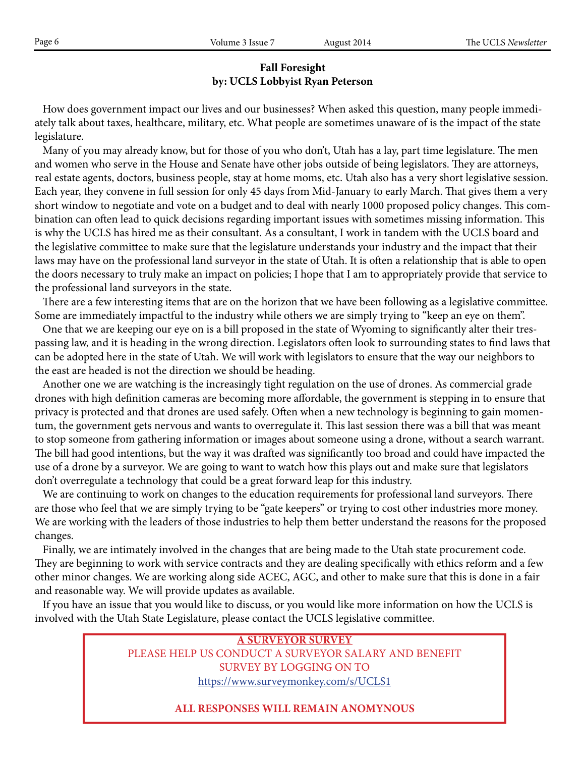## Fall Foresight
### by: UCLS Lobbyist Ryan Peterson

How does government impact our lives and our businesses? When asked this question, many people immediately talk about taxes, healthcare, military, etc. What people are sometimes unaware of is the impact of the state legislature.

Many of you may already know, but for those of you who don't, Utah has a lay, part time legislature. The men and women who serve in the House and Senate have other jobs outside of being legislators. They are attorneys, real estate agents, doctors, business people, stay at home moms, etc. Utah also has a very short legislative session. Each year, they convene in full session for only 45 days from Mid-January to early March. That gives them a very short window to negotiate and vote on a budget and to deal with nearly 1000 proposed policy changes. This combination can often lead to quick decisions regarding important issues with sometimes missing information. This is why the UCLS has hired me as their consultant. As a consultant, I work in tandem with the UCLS board and the legislative committee to make sure that the legislature understands your industry and the impact that their laws may have on the professional land surveyor in the state of Utah. It is often a relationship that is able to open the doors necessary to truly make an impact on policies; I hope that I am to appropriately provide that service to the professional land surveyors in the state.

There are a few interesting items that are on the horizon that we have been following as a legislative committee. Some are immediately impactful to the industry while others we are simply trying to "keep an eye on them".

One that we are keeping our eye on is a bill proposed in the state of Wyoming to significantly alter their trespassing law, and it is heading in the wrong direction. Legislators often look to surrounding states to find laws that can be adopted here in the state of Utah. We will work with legislators to ensure that the way our neighbors to the east are headed is not the direction we should be heading.

Another one we are watching is the increasingly tight regulation on the use of drones. As commercial grade drones with high definition cameras are becoming more affordable, the government is stepping in to ensure that privacy is protected and that drones are used safely. Often when a new technology is beginning to gain momentum, the government gets nervous and wants to overregulate it. This last session there was a bill that was meant to stop someone from gathering information or images about someone using a drone, without a search warrant. The bill had good intentions, but the way it was drafted was significantly too broad and could have impacted the use of a drone by a surveyor. We are going to want to watch how this plays out and make sure that legislators don't overregulate a technology that could be a great forward leap for this industry.

We are continuing to work on changes to the education requirements for professional land surveyors. There are those who feel that we are simply trying to be "gate keepers" or trying to cost other industries more money. We are working with the leaders of those industries to help them better understand the reasons for the proposed changes.

Finally, we are intimately involved in the changes that are being made to the Utah state procurement code. They are beginning to work with service contracts and they are dealing specifically with ethics reform and a few other minor changes. We are working along side ACEC, AGC, and other to make sure that this is done in a fair and reasonable way. We will provide updates as available.

If you have an issue that you would like to discuss, or you would like more information on how the UCLS is involved with the Utah State Legislature, please contact the UCLS legislative committee.

**A SURVEYOR SURVEY**

PLEASE HELP US CONDUCT A SURVEYOR SALARY AND BENEFIT SURVEY BY LOGGING ON TO https://www.surveymonkey.com/s/UCLS1

**ALL RESPONSES WILL REMAIN ANOMYNOUS**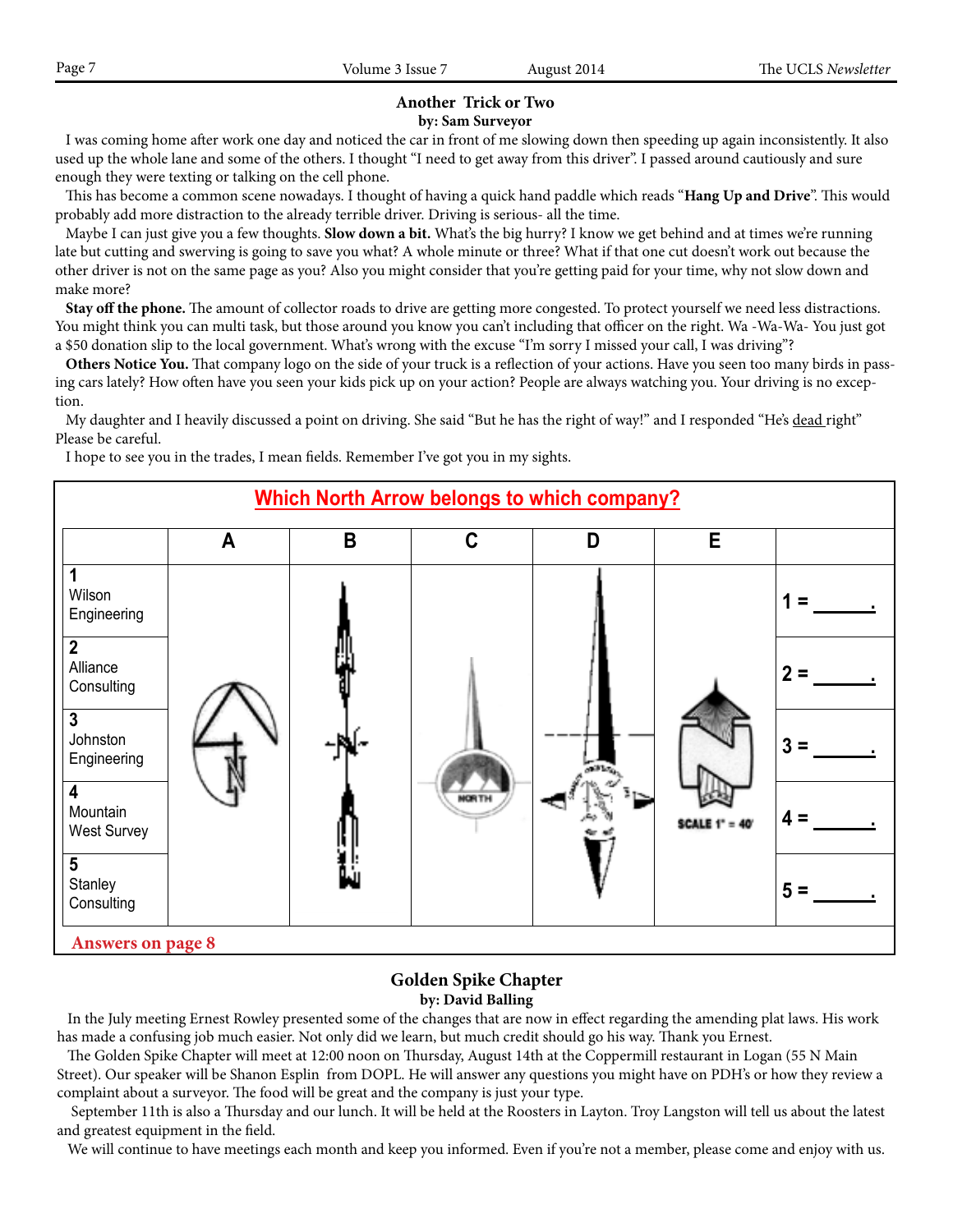## Another Trick or Two

**by: Sam Surveyor**

I was coming home after work one day and noticed the car in front of me slowing down then speeding up again inconsistently. It also used up the whole lane and some of the others. I thought "I need to get away from this driver". I passed around cautiously and sure enough they were texting or talking on the cell phone.

This has become a common scene nowadays. I thought of having a quick hand paddle which reads "**Hang Up and Drive**". This would probably add more distraction to the already terrible driver. Driving is serious- all the time.

Maybe I can just give you a few thoughts. **Slow down a bit.** What's the big hurry? I know we get behind and at times we're running late but cutting and swerving is going to save you what? A whole minute or three? What if that one cut doesn't work out because the other driver is not on the same page as you? Also you might consider that you're getting paid for your time, why not slow down and make more?

**Stay off the phone.** The amount of collector roads to drive are getting more congested. To protect yourself we need less distractions. You might think you can multi task, but those around you know you can't including that officer on the right. Wa -Wa-Wa- You just got a $50 donation slip to the local government. What's wrong with the excuse "I'm sorry I missed your call, I was driving"?

**Others Notice You.** That company logo on the side of your truck is a reflection of your actions. Have you seen too many birds in passing cars lately? How often have you seen your kids pick up on your action? People are always watching you. Your driving is no exception.

My daughter and I heavily discussed a point on driving. She said "But he has the right of way!" and I responded "He's dead right" Please be careful.

I hope to see you in the trades, I mean fields. Remember I've got you in my sights.

## Which North Arrow belongs to which company?

| | A | B | C | D | E | |
|---|---|---|---|---|---|---|
| 1 Wilson Engineering | | | | | | 1 = ______. |
| 2 Alliance Consulting | | | | | | 2 = ______. |
| 3 Johnston Engineering | | | | | | 3 = ______. |
| 4 Mountain West Survey | | | | | | 4 = ______. |
| 5 Stanley Consulting | | | | | | 5 = ______. |

Answers on page 8

## Golden Spike Chapter

**by: David Balling**

In the July meeting Ernest Rowley presented some of the changes that are now in effect regarding the amending plat laws. His work has made a confusing job much easier. Not only did we learn, but much credit should go his way. Thank you Ernest.

The Golden Spike Chapter will meet at 12:00 noon on Thursday, August 14th at the Coppermill restaurant in Logan (55 N Main Street). Our speaker will be Shanon Esplin from DOPL. He will answer any questions you might have on PDH's or how they review a complaint about a surveyor. The food will be great and the company is just your type.

September 11th is also a Thursday and our lunch. It will be held at the Roosters in Layton. Troy Langston will tell us about the latest and greatest equipment in the field.

We will continue to have meetings each month and keep you informed. Even if you're not a member, please come and enjoy with us.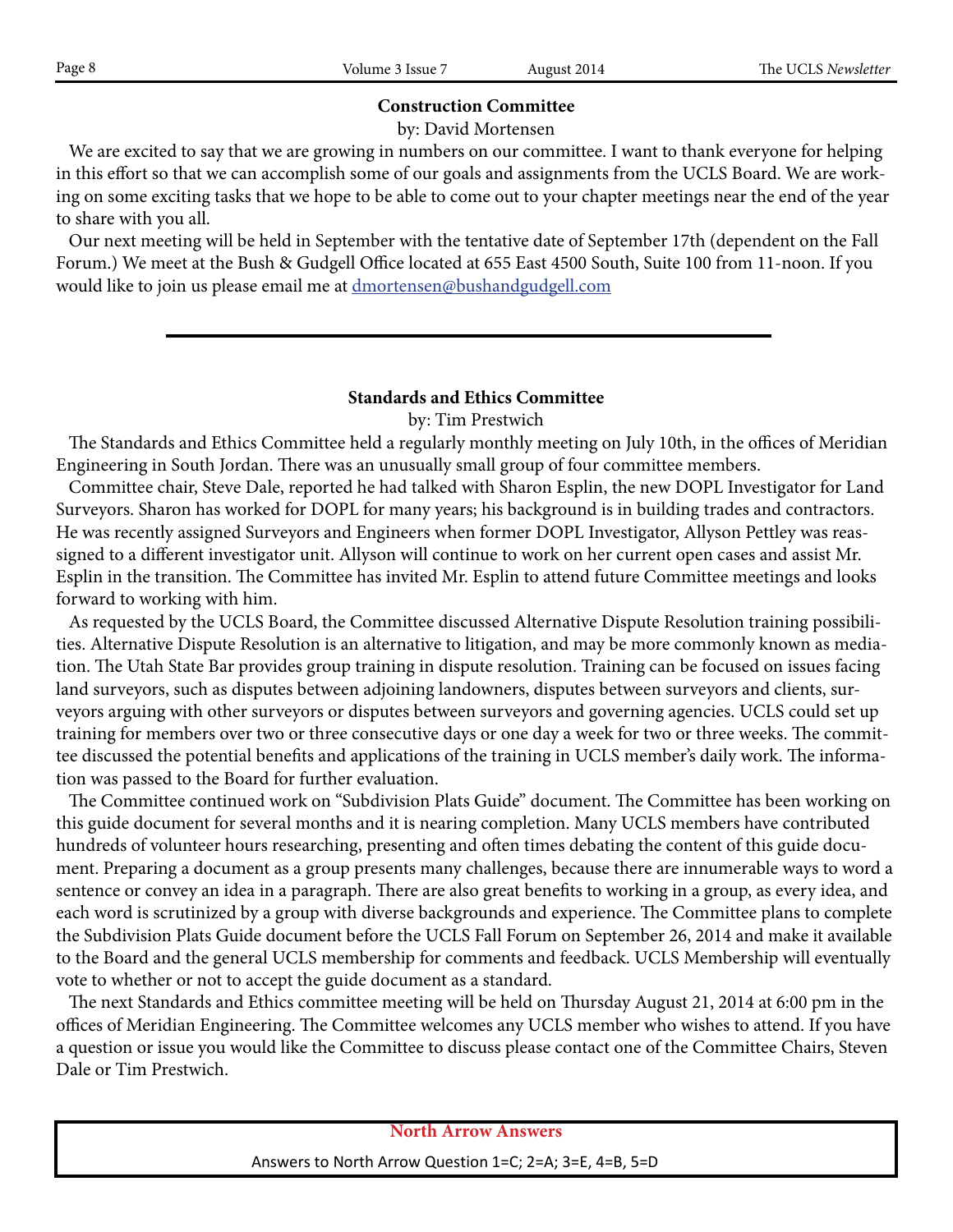## Construction Committee

by: David Mortensen

We are excited to say that we are growing in numbers on our committee. I want to thank everyone for helping in this effort so that we can accomplish some of our goals and assignments from the UCLS Board. We are working on some exciting tasks that we hope to be able to come out to your chapter meetings near the end of the year to share with you all.

Our next meeting will be held in September with the tentative date of September 17th (dependent on the Fall Forum.) We meet at the Bush & Gudgell Office located at 655 East 4500 South, Suite 100 from 11-noon. If you would like to join us please email me at dmortensen@bushandgudgell.com

---

## Standards and Ethics Committee

by: Tim Prestwich

The Standards and Ethics Committee held a regularly monthly meeting on July 10th, in the offices of Meridian Engineering in South Jordan. There was an unusually small group of four committee members.

Committee chair, Steve Dale, reported he had talked with Sharon Esplin, the new DOPL Investigator for Land Surveyors. Sharon has worked for DOPL for many years; his background is in building trades and contractors. He was recently assigned Surveyors and Engineers when former DOPL Investigator, Allyson Pettley was reassigned to a different investigator unit. Allyson will continue to work on her current open cases and assist Mr. Esplin in the transition. The Committee has invited Mr. Esplin to attend future Committee meetings and looks forward to working with him.

As requested by the UCLS Board, the Committee discussed Alternative Dispute Resolution training possibilities. Alternative Dispute Resolution is an alternative to litigation, and may be more commonly known as mediation. The Utah State Bar provides group training in dispute resolution. Training can be focused on issues facing land surveyors, such as disputes between adjoining landowners, disputes between surveyors and clients, surveyors arguing with other surveyors or disputes between surveyors and governing agencies. UCLS could set up training for members over two or three consecutive days or one day a week for two or three weeks. The committee discussed the potential benefits and applications of the training in UCLS member's daily work. The information was passed to the Board for further evaluation.

The Committee continued work on "Subdivision Plats Guide" document. The Committee has been working on this guide document for several months and it is nearing completion. Many UCLS members have contributed hundreds of volunteer hours researching, presenting and often times debating the content of this guide document. Preparing a document as a group presents many challenges, because there are innumerable ways to word a sentence or convey an idea in a paragraph. There are also great benefits to working in a group, as every idea, and each word is scrutinized by a group with diverse backgrounds and experience. The Committee plans to complete the Subdivision Plats Guide document before the UCLS Fall Forum on September 26, 2014 and make it available to the Board and the general UCLS membership for comments and feedback. UCLS Membership will eventually vote to whether or not to accept the guide document as a standard.

The next Standards and Ethics committee meeting will be held on Thursday August 21, 2014 at 6:00 pm in the offices of Meridian Engineering. The Committee welcomes any UCLS member who wishes to attend. If you have a question or issue you would like the Committee to discuss please contact one of the Committee Chairs, Steven Dale or Tim Prestwich.

---

**North Arrow Answers**

Answers to North Arrow Question 1=C; 2=A; 3=E, 4=B, 5=D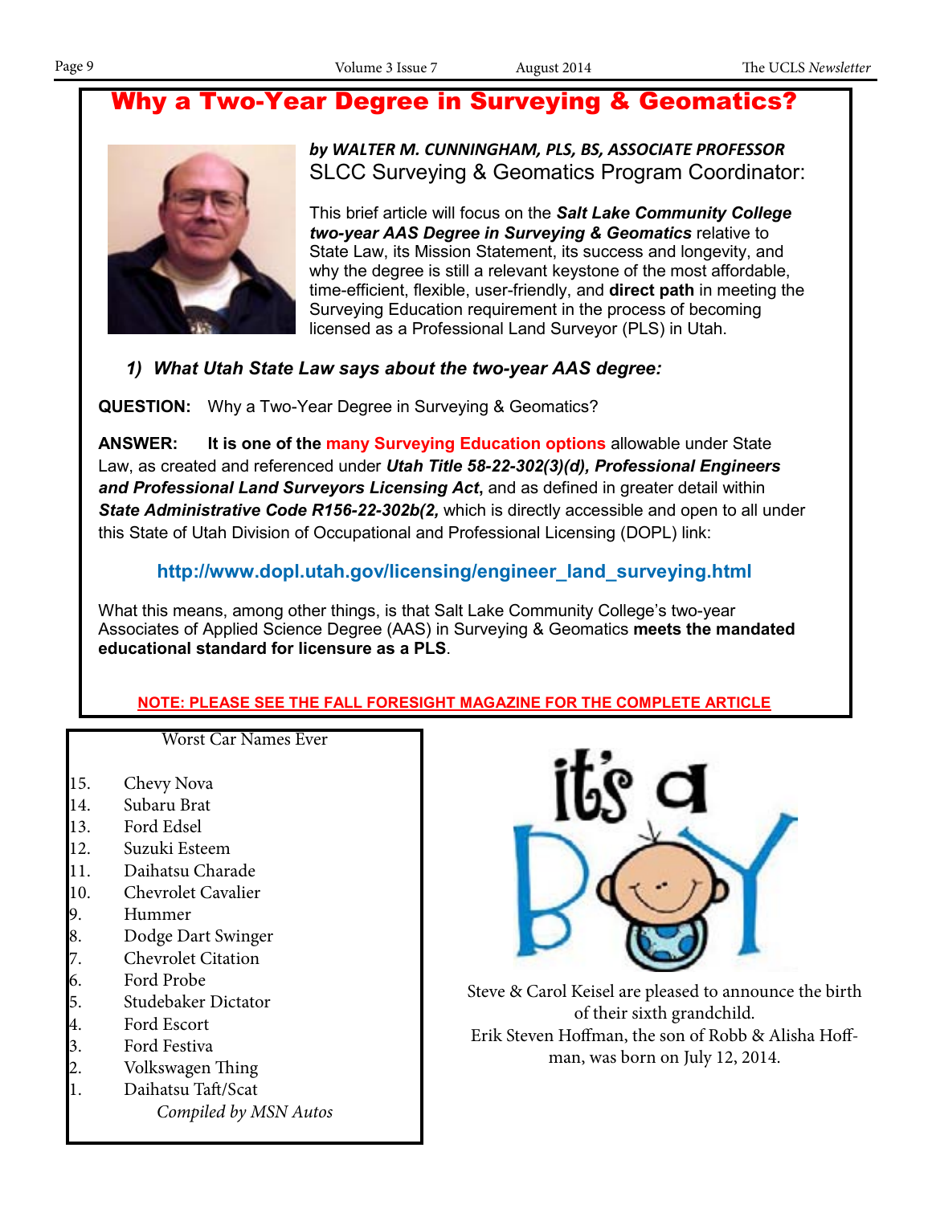# Why a Two-Year Degree in Surveying & Geomatics?

***by WALTER M. CUNNINGHAM, PLS, BS, ASSOCIATE PROFESSOR***
SLCC Surveying & Geomatics Program Coordinator:

This brief article will focus on the ***Salt Lake Community College two-year AAS Degree in Surveying & Geomatics*** relative to State Law, its Mission Statement, its success and longevity, and why the degree is still a relevant keystone of the most affordable, time-efficient, flexible, user-friendly, and **direct path** in meeting the Surveying Education requirement in the process of becoming licensed as a Professional Land Surveyor (PLS) in Utah.

### *1) What Utah State Law says about the two-year AAS degree:*

**QUESTION:** Why a Two-Year Degree in Surveying & Geomatics?

**ANSWER:** **It is one of the many Surveying Education options** allowable under State Law, as created and referenced under ***Utah Title 58-22-302(3)(d), Professional Engineers and Professional Land Surveyors Licensing Act***, and as defined in greater detail within ***State Administrative Code R156-22-302b(2,*** which is directly accessible and open to all under this State of Utah Division of Occupational and Professional Licensing (DOPL) link:

**http://www.dopl.utah.gov/licensing/engineer_land_surveying.html**

What this means, among other things, is that Salt Lake Community College's two-year Associates of Applied Science Degree (AAS) in Surveying & Geomatics **meets the mandated educational standard for licensure as a PLS**.

**NOTE: PLEASE SEE THE FALL FORESIGHT MAGAZINE FOR THE COMPLETE ARTICLE**

## Worst Car Names Ever

15. Chevy Nova
14. Subaru Brat
13. Ford Edsel
12. Suzuki Esteem
11. Daihatsu Charade
10. Chevrolet Cavalier
9. Hummer
8. Dodge Dart Swinger
7. Chevrolet Citation
6. Ford Probe
5. Studebaker Dictator
4. Ford Escort
3. Ford Festiva
2. Volkswagen Thing
1. Daihatsu Taft/Scat

*Compiled by MSN Autos*

## it's a BOY

Steve & Carol Keisel are pleased to announce the birth of their sixth grandchild.
Erik Steven Hoffman, the son of Robb & Alisha Hoffman, was born on July 12, 2014.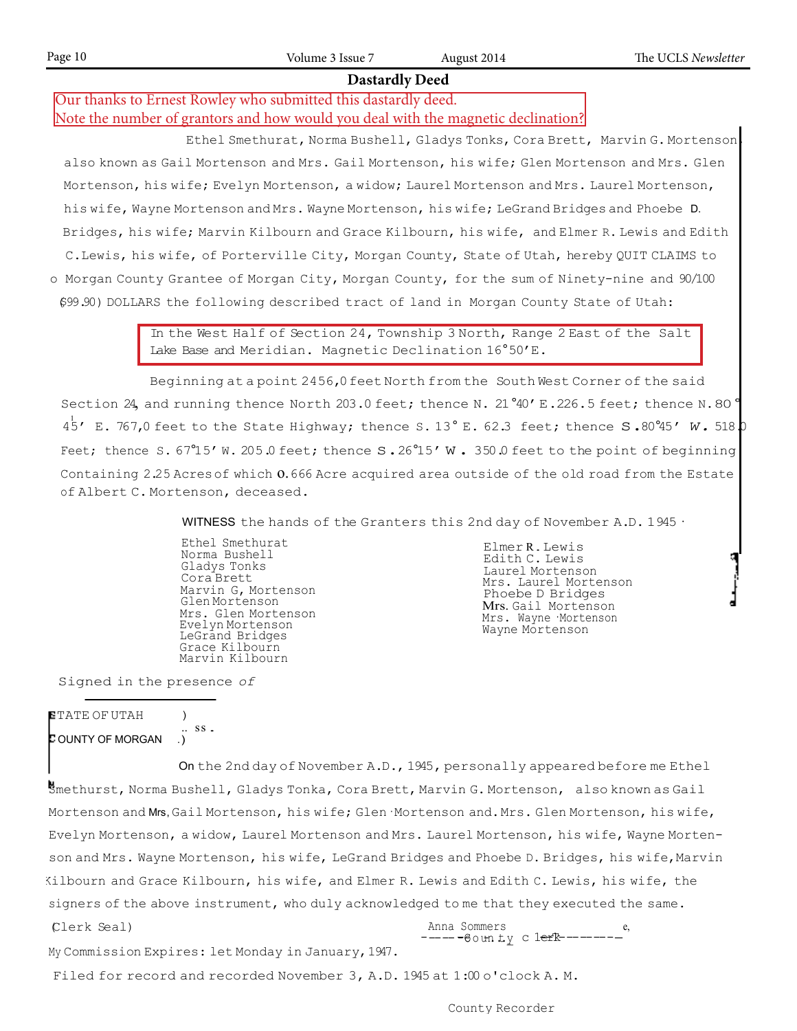## Dastardly Deed

Our thanks to Ernest Rowley who submitted this dastardly deed.
Note the number of grantors and how would you deal with the magnetic declination?

Ethel Smethurat, Norma Bushell, Gladys Tonks, Cora Brett, Marvin G. Mortenson also known as Gail Mortenson and Mrs. Gail Mortenson, his wife; Glen Mortenson and Mrs. Glen Mortenson, his wife; Evelyn Mortenson, a widow; Laurel Mortenson and Mrs. Laurel Mortenson, his wife, Wayne Mortenson and Mrs. Wayne Mortenson, his wife; LeGrand Bridges and Phoebe D. Bridges, his wife; Marvin Kilbourn and Grace Kilbourn, his wife, and Elmer R. Lewis and Edith C. Lewis, his wife, of Porterville City, Morgan County, State of Utah, hereby QUIT CLAIMS to o Morgan County Grantee of Morgan City, Morgan County, for the sum of Ninety-nine and 90/100 ($99.90) DOLLARS the following described tract of land in Morgan County State of Utah:

In the West Half of Section 24, Township 3 North, Range 2 East of the Salt Lake Base and Meridian. Magnetic Declination 16°50'E.

Beginning at a point 2456,0 feet North from the South West Corner of the said Section 24, and running thence North 203.0 feet; thence N. 21°40' E. 226.5 feet; thence N. 80° 45' E. 767,0 feet to the State Highway; thence S. 13° E. 62.3 feet; thence S. 80°45' W. 518.0 Feet; thence S. 67°15' W. 205.0 feet; thence S. 26°15' W. 350.0 feet to the point of beginning Containing 2.25 Acres of which 0.666 Acre acquired area outside of the old road from the Estate of Albert C. Mortenson, deceased.

WITNESS the hands of the Granters this 2nd day of November A.D. 1945 ·

Ethel Smethurat
Norma Bushell
Gladys Tonks
Cora Brett
Marvin G, Mortenson
Glen Mortenson
Mrs. Glen Mortenson
Evelyn Mortenson
LeGrand Bridges
Grace Kilbourn
Marvin Kilbourn

Elmer R. Lewis
Edith C. Lewis
Laurel Mortenson
Mrs. Laurel Mortenson
Phoebe D Bridges
Mrs. Gail Mortenson
Mrs. Wayne Mortenson
Wayne Mortenson

Signed in the presence of

STATE OF UTAH )
.. ss.
COUNTY OF MORGAN .)

On the 2nd day of November A.D., 1945, personally appeared before me Ethel Smethurst, Norma Bushell, Gladys Tonka, Cora Brett, Marvin G. Mortenson, also known as Gail Mortenson and Mrs, Gail Mortenson, his wife; Glen Mortenson and. Mrs. Glen Mortenson, his wife, Evelyn Mortenson, a widow, Laurel Mortenson and Mrs. Laurel Mortenson, his wife, Wayne Mortenson and Mrs. Wayne Mortenson, his wife, LeGrand Bridges and Phoebe D. Bridges, his wife, Marvin Kilbourn and Grace Kilbourn, his wife, and Elmer R. Lewis and Edith C. Lewis, his wife, the signers of the above instrument, who duly acknowledged to me that they executed the same.

(Clerk Seal) Anna Sommers
County Clerk

My Commission Expires: let Monday in January, 1947.

Filed for record and recorded November 3, A.D. 1945 at 1:00 o'clock A. M.

County Recorder